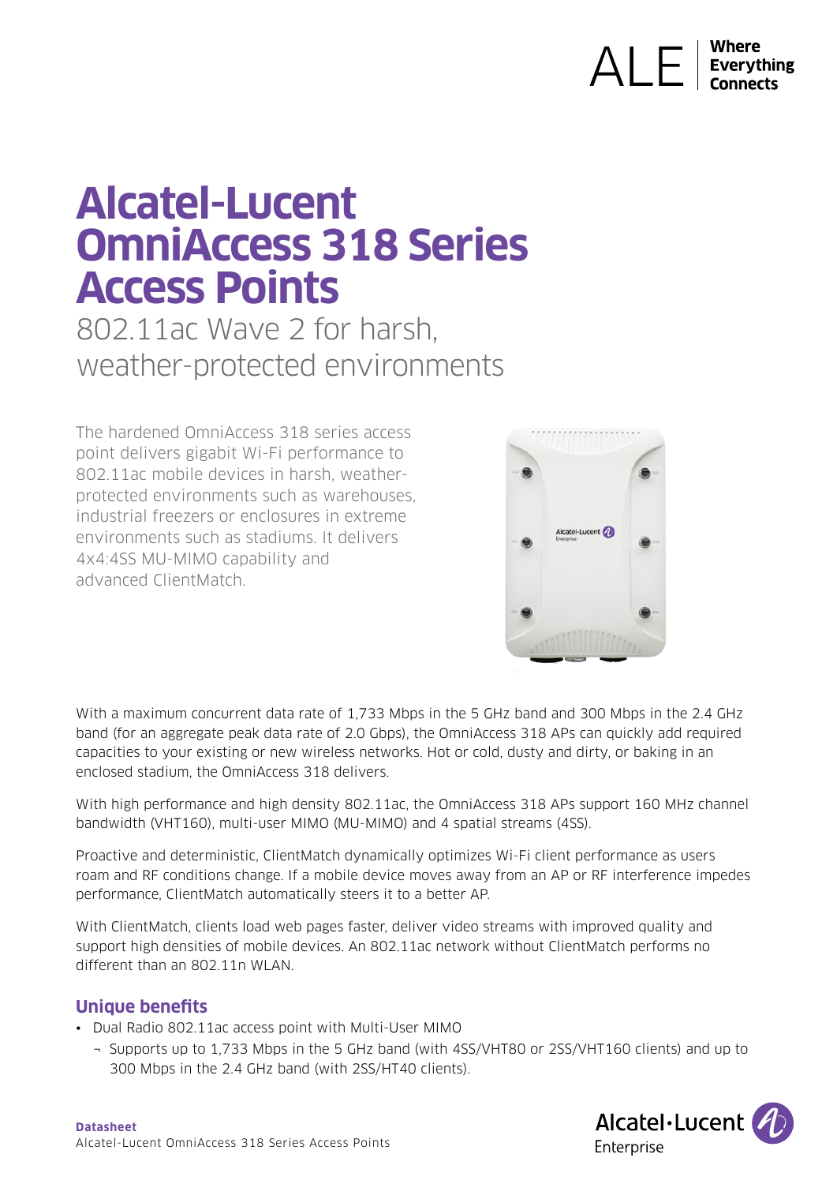# Alcatel-Lucent OmniAccess 318 Series Access Points

## 802.11ac Wave 2 for harsh, weather-protected environments

The hardened OmniAccess 318 series access point delivers gigabit Wi-Fi performance to 802.11ac mobile devices in harsh, weather-protected environments such as warehouses, industrial freezers or enclosures in extreme environments such as stadiums. It delivers 4x4:4SS MU-MIMO capability and advanced ClientMatch.

With a maximum concurrent data rate of 1,733 Mbps in the 5 GHz band and 300 Mbps in the 2.4 GHz band (for an aggregate peak data rate of 2.0 Gbps), the OmniAccess 318 APs can quickly add required capacities to your existing or new wireless networks. Hot or cold, dusty and dirty, or baking in an enclosed stadium, the OmniAccess 318 delivers.

With high performance and high density 802.11ac, the OmniAccess 318 APs support 160 MHz channel bandwidth (VHT160), multi-user MIMO (MU-MIMO) and 4 spatial streams (4SS).

Proactive and deterministic, ClientMatch dynamically optimizes Wi-Fi client performance as users roam and RF conditions change. If a mobile device moves away from an AP or RF interference impedes performance, ClientMatch automatically steers it to a better AP.

With ClientMatch, clients load web pages faster, deliver video streams with improved quality and support high densities of mobile devices. An 802.11ac network without ClientMatch performs no different than an 802.11n WLAN.

### Unique benefits

- Dual Radio 802.11ac access point with Multi-User MIMO
  - Supports up to 1,733 Mbps in the 5 GHz band (with 4SS/VHT80 or 2SS/VHT160 clients) and up to 300 Mbps in the 2.4 GHz band (with 2SS/HT40 clients).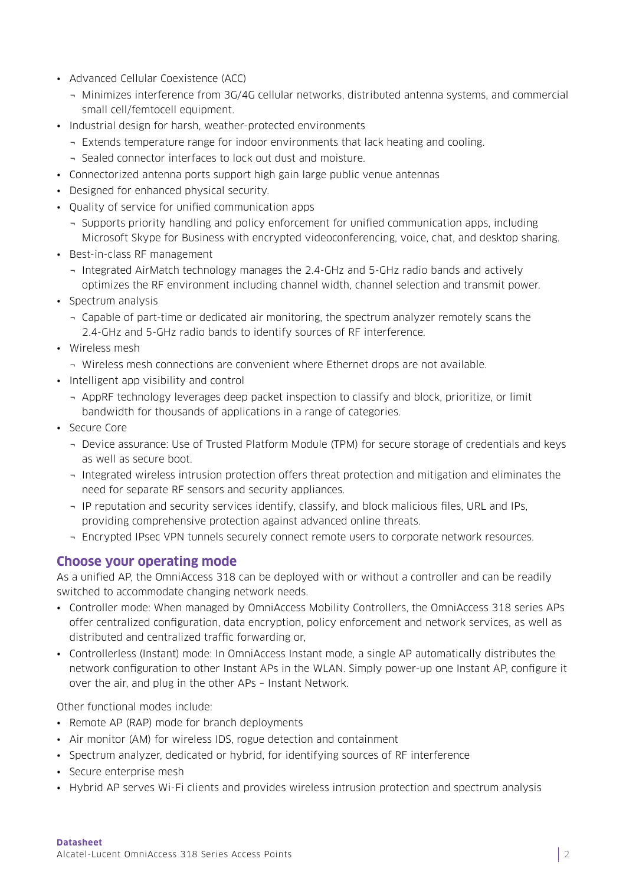- Advanced Cellular Coexistence (ACC)
  - Minimizes interference from 3G/4G cellular networks, distributed antenna systems, and commercial small cell/femtocell equipment.
- Industrial design for harsh, weather-protected environments
  - Extends temperature range for indoor environments that lack heating and cooling.
  - Sealed connector interfaces to lock out dust and moisture.
- Connectorized antenna ports support high gain large public venue antennas
- Designed for enhanced physical security.
- Quality of service for unified communication apps
  - Supports priority handling and policy enforcement for unified communication apps, including Microsoft Skype for Business with encrypted videoconferencing, voice, chat, and desktop sharing.
- Best-in-class RF management
  - Integrated AirMatch technology manages the 2.4-GHz and 5-GHz radio bands and actively optimizes the RF environment including channel width, channel selection and transmit power.
- Spectrum analysis
  - Capable of part-time or dedicated air monitoring, the spectrum analyzer remotely scans the 2.4-GHz and 5-GHz radio bands to identify sources of RF interference.
- Wireless mesh
  - Wireless mesh connections are convenient where Ethernet drops are not available.
- Intelligent app visibility and control
  - AppRF technology leverages deep packet inspection to classify and block, prioritize, or limit bandwidth for thousands of applications in a range of categories.
- Secure Core
  - Device assurance: Use of Trusted Platform Module (TPM) for secure storage of credentials and keys as well as secure boot.
  - Integrated wireless intrusion protection offers threat protection and mitigation and eliminates the need for separate RF sensors and security appliances.
  - IP reputation and security services identify, classify, and block malicious files, URL and IPs, providing comprehensive protection against advanced online threats.
  - Encrypted IPsec VPN tunnels securely connect remote users to corporate network resources.

## Choose your operating mode

As a unified AP, the OmniAccess 318 can be deployed with or without a controller and can be readily switched to accommodate changing network needs.

- Controller mode: When managed by OmniAccess Mobility Controllers, the OmniAccess 318 series APs offer centralized configuration, data encryption, policy enforcement and network services, as well as distributed and centralized traffic forwarding or,
- Controllerless (Instant) mode: In OmniAccess Instant mode, a single AP automatically distributes the network configuration to other Instant APs in the WLAN. Simply power-up one Instant AP, configure it over the air, and plug in the other APs – Instant Network.

Other functional modes include:

- Remote AP (RAP) mode for branch deployments
- Air monitor (AM) for wireless IDS, rogue detection and containment
- Spectrum analyzer, dedicated or hybrid, for identifying sources of RF interference
- Secure enterprise mesh
- Hybrid AP serves Wi-Fi clients and provides wireless intrusion protection and spectrum analysis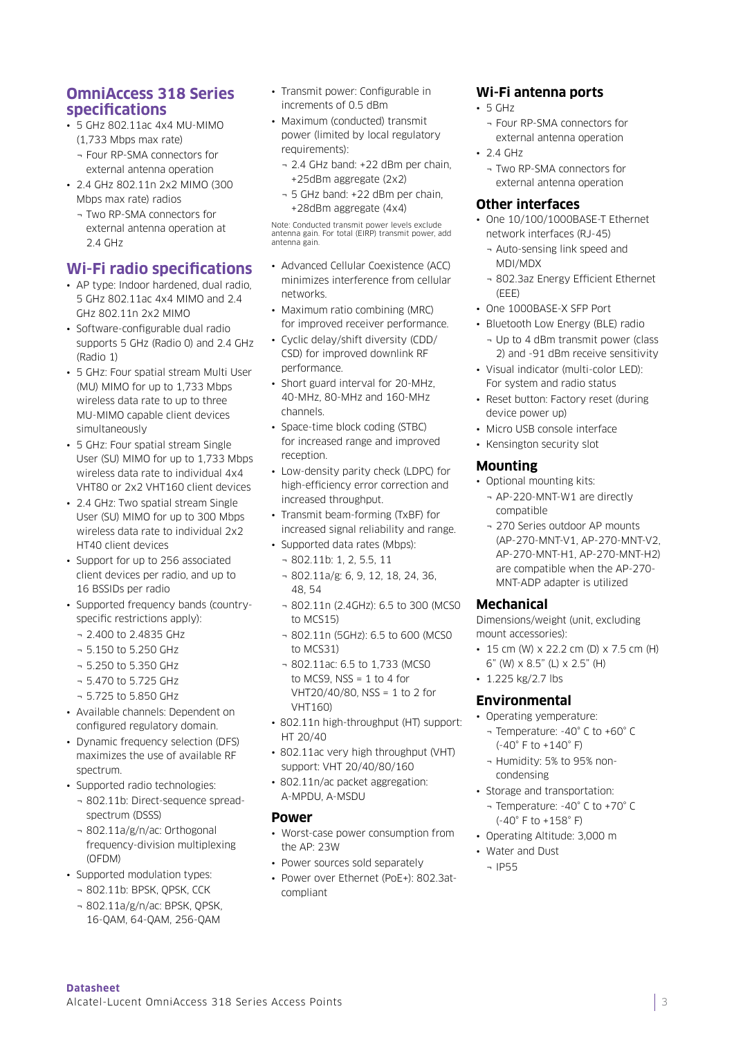## OmniAccess 318 Series specifications

- 5 GHz 802.11ac 4x4 MU-MIMO (1,733 Mbps max rate)
  - Four RP-SMA connectors for external antenna operation
- 2.4 GHz 802.11n 2x2 MIMO (300 Mbps max rate) radios
  - Two RP-SMA connectors for external antenna operation at 2.4 GHz

## Wi-Fi radio specifications

- AP type: Indoor hardened, dual radio, 5 GHz 802.11ac 4x4 MIMO and 2.4 GHz 802.11n 2x2 MIMO
- Software-configurable dual radio supports 5 GHz (Radio 0) and 2.4 GHz (Radio 1)
- 5 GHz: Four spatial stream Multi User (MU) MIMO for up to 1,733 Mbps wireless data rate to up to three MU-MIMO capable client devices simultaneously
- 5 GHz: Four spatial stream Single User (SU) MIMO for up to 1,733 Mbps wireless data rate to individual 4x4 VHT80 or 2x2 VHT160 client devices
- 2.4 GHz: Two spatial stream Single User (SU) MIMO for up to 300 Mbps wireless data rate to individual 2x2 HT40 client devices
- Support for up to 256 associated client devices per radio, and up to 16 BSSIDs per radio
- Supported frequency bands (country-specific restrictions apply):
  - 2.400 to 2.4835 GHz
  - 5.150 to 5.250 GHz
  - 5.250 to 5.350 GHz
  - 5.470 to 5.725 GHz
  - 5.725 to 5.850 GHz
- Available channels: Dependent on configured regulatory domain.
- Dynamic frequency selection (DFS) maximizes the use of available RF spectrum.
- Supported radio technologies:
  - 802.11b: Direct-sequence spread-spectrum (DSSS)
  - 802.11a/g/n/ac: Orthogonal frequency-division multiplexing (OFDM)
- Supported modulation types:
  - 802.11b: BPSK, QPSK, CCK
  - 802.11a/g/n/ac: BPSK, QPSK, 16-QAM, 64-QAM, 256-QAM
- Transmit power: Configurable in increments of 0.5 dBm
- Maximum (conducted) transmit power (limited by local regulatory requirements):
  - 2.4 GHz band: +22 dBm per chain, +25dBm aggregate (2x2)
  - 5 GHz band: +22 dBm per chain, +28dBm aggregate (4x4)

Note: Conducted transmit power levels exclude antenna gain. For total (EIRP) transmit power, add antenna gain.

- Advanced Cellular Coexistence (ACC) minimizes interference from cellular networks.
- Maximum ratio combining (MRC) for improved receiver performance.
- Cyclic delay/shift diversity (CDD/CSD) for improved downlink RF performance.
- Short guard interval for 20-MHz, 40-MHz, 80-MHz and 160-MHz channels.
- Space-time block coding (STBC) for increased range and improved reception.
- Low-density parity check (LDPC) for high-efficiency error correction and increased throughput.
- Transmit beam-forming (TxBF) for increased signal reliability and range.
- Supported data rates (Mbps):
  - 802.11b: 1, 2, 5.5, 11
  - 802.11a/g: 6, 9, 12, 18, 24, 36, 48, 54
  - 802.11n (2.4GHz): 6.5 to 300 (MCS0 to MCS15)
  - 802.11n (5GHz): 6.5 to 600 (MCS0 to MCS31)
  - 802.11ac: 6.5 to 1,733 (MCS0 to MCS9, NSS = 1 to 4 for VHT20/40/80, NSS = 1 to 2 for VHT160)
- 802.11n high-throughput (HT) support: HT 20/40
- 802.11ac very high throughput (VHT) support: VHT 20/40/80/160
- 802.11n/ac packet aggregation: A-MPDU, A-MSDU

## Power

- Worst-case power consumption from the AP: 23W
- Power sources sold separately
- Power over Ethernet (PoE+): 802.3at-compliant

## Wi-Fi antenna ports

- 5 GHz
  - Four RP-SMA connectors for external antenna operation
- 2.4 GHz
  - Two RP-SMA connectors for external antenna operation

## Other interfaces

- One 10/100/1000BASE-T Ethernet network interfaces (RJ-45)
  - Auto-sensing link speed and MDI/MDX
  - 802.3az Energy Efficient Ethernet (EEE)
- One 1000BASE-X SFP Port
- Bluetooth Low Energy (BLE) radio
  - Up to 4 dBm transmit power (class 2) and -91 dBm receive sensitivity
- Visual indicator (multi-color LED): For system and radio status
- Reset button: Factory reset (during device power up)
- Micro USB console interface
- Kensington security slot

## Mounting

- Optional mounting kits:
  - AP-220-MNT-W1 are directly compatible
  - 270 Series outdoor AP mounts (AP-270-MNT-V1, AP-270-MNT-V2, AP-270-MNT-H1, AP-270-MNT-H2) are compatible when the AP-270-MNT-ADP adapter is utilized

## Mechanical

Dimensions/weight (unit, excluding mount accessories):

- 15 cm (W) x 22.2 cm (D) x 7.5 cm (H) 6" (W) x 8.5" (L) x 2.5" (H)
- 1.225 kg/2.7 lbs

## Environmental

- Operating yemperature:
  - Temperature: -40° C to +60° C (-40° F to +140° F)
  - Humidity: 5% to 95% non-condensing
- Storage and transportation:
  - Temperature: -40° C to +70° C (-40° F to +158° F)
- Operating Altitude: 3,000 m
- Water and Dust
  - IP55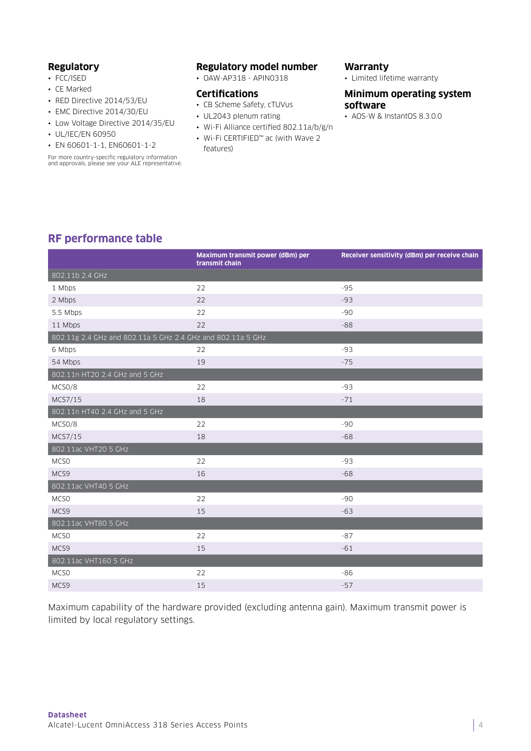## Regulatory

- FCC/ISED
- CE Marked
- RED Directive 2014/53/EU
- EMC Directive 2014/30/EU
- Low Voltage Directive 2014/35/EU
- UL/IEC/EN 60950
- EN 60601-1-1, EN60601-1-2

For more country-specific regulatory information and approvals, please see your ALE representative.

## Regulatory model number

- OAW-AP318 - APIN0318

## Certifications

- CB Scheme Safety, cTUVus
- UL2043 plenum rating
- Wi-Fi Alliance certified 802.11a/b/g/n
- Wi-Fi CERTIFIED™ ac (with Wave 2 features)

## Warranty

- Limited lifetime warranty

## Minimum operating system software

- AOS-W & InstantOS 8.3.0.0

## RF performance table

| | Maximum transmit power (dBm) per transmit chain | Receiver sensitivity (dBm) per receive chain |
|---|---|---|
| 802.11b 2.4 GHz | | |
| 1 Mbps | 22 | -95 |
| 2 Mbps | 22 | -93 |
| 5.5 Mbps | 22 | -90 |
| 11 Mbps | 22 | -88 |
| 802.11g 2.4 GHz and 802.11a 5 GHz 2.4 GHz and 802.11a 5 GHz | | |
| 6 Mbps | 22 | -93 |
| 54 Mbps | 19 | -75 |
| 802.11n HT20 2.4 GHz and 5 GHz | | |
| MCS0/8 | 22 | -93 |
| MCS7/15 | 18 | -71 |
| 802.11n HT40 2.4 GHz and 5 GHz | | |
| MCS0/8 | 22 | -90 |
| MCS7/15 | 18 | -68 |
| 802.11ac VHT20 5 GHz | | |
| MCS0 | 22 | -93 |
| MCS9 | 16 | -68 |
| 802.11ac VHT40 5 GHz | | |
| MCS0 | 22 | -90 |
| MCS9 | 15 | -63 |
| 802.11ac VHT80 5 GHz | | |
| MCS0 | 22 | -87 |
| MCS9 | 15 | -61 |
| 802.11ac VHT160 5 GHz | | |
| MCS0 | 22 | -86 |
| MCS9 | 15 | -57 |

Maximum capability of the hardware provided (excluding antenna gain). Maximum transmit power is limited by local regulatory settings.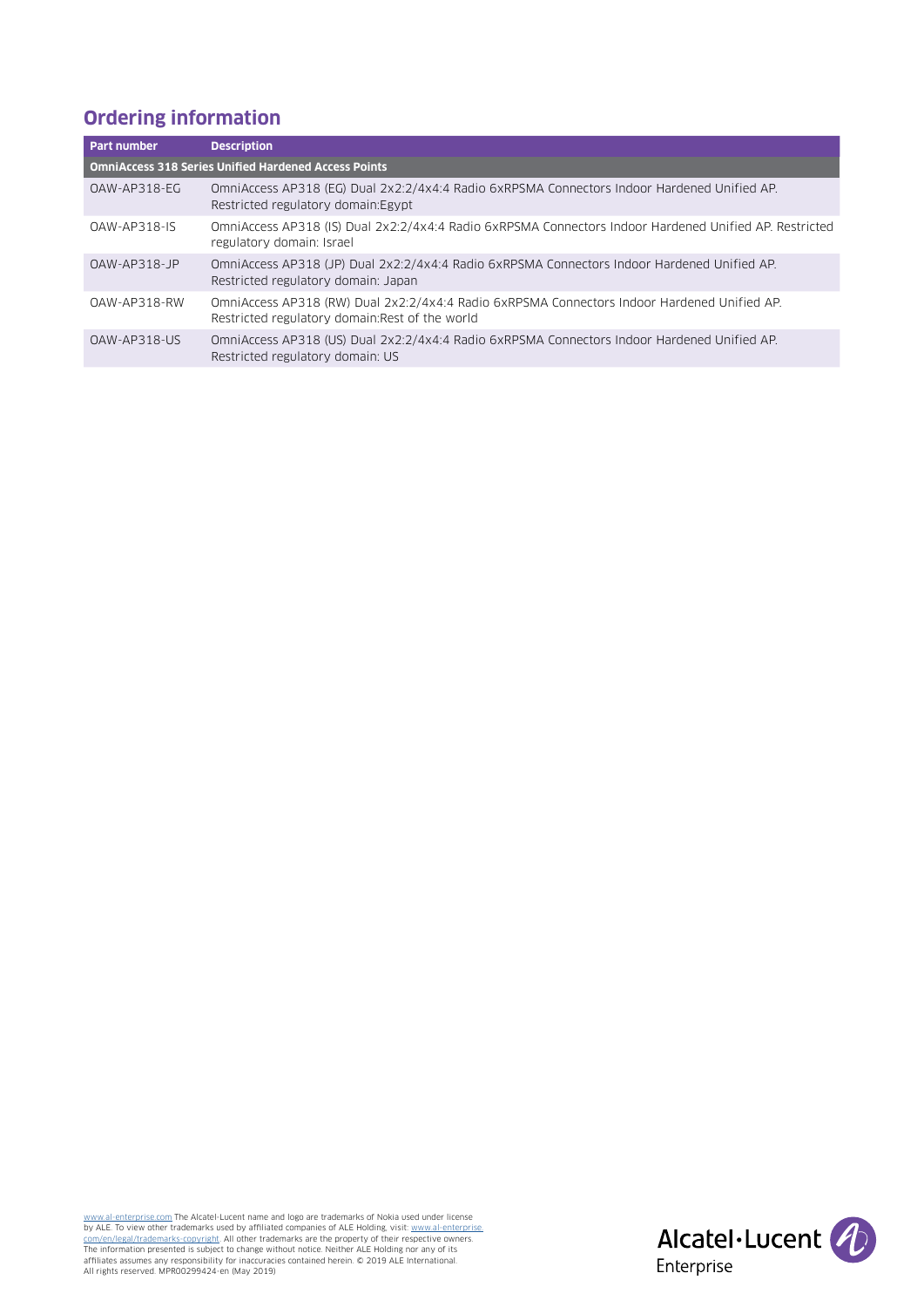## Ordering information

| Part number | Description |
|---|---|
| **OmniAccess 318 Series Unified Hardened Access Points** | |
| OAW-AP318-EG | OmniAccess AP318 (EG) Dual 2x2:2/4x4:4 Radio 6xRPSMA Connectors Indoor Hardened Unified AP. Restricted regulatory domain:Egypt |
| OAW-AP318-IS | OmniAccess AP318 (IS) Dual 2x2:2/4x4:4 Radio 6xRPSMA Connectors Indoor Hardened Unified AP. Restricted regulatory domain: Israel |
| OAW-AP318-JP | OmniAccess AP318 (JP) Dual 2x2:2/4x4:4 Radio 6xRPSMA Connectors Indoor Hardened Unified AP. Restricted regulatory domain: Japan |
| OAW-AP318-RW | OmniAccess AP318 (RW) Dual 2x2:2/4x4:4 Radio 6xRPSMA Connectors Indoor Hardened Unified AP. Restricted regulatory domain:Rest of the world |
| OAW-AP318-US | OmniAccess AP318 (US) Dual 2x2:2/4x4:4 Radio 6xRPSMA Connectors Indoor Hardened Unified AP. Restricted regulatory domain: US |

www.al-enterprise.com The Alcatel-Lucent name and logo are trademarks of Nokia used under license by ALE. To view other trademarks used by affiliated companies of ALE Holding, visit: www.al-enterprise.com/en/legal/trademarks-copyright. All other trademarks are the property of their respective owners. The information presented is subject to change without notice. Neither ALE Holding nor any of its affiliates assumes any responsibility for inaccuracies contained herein. © 2019 ALE International. All rights reserved. MPR00299424-en (May 2019)

Alcatel·Lucent Enterprise